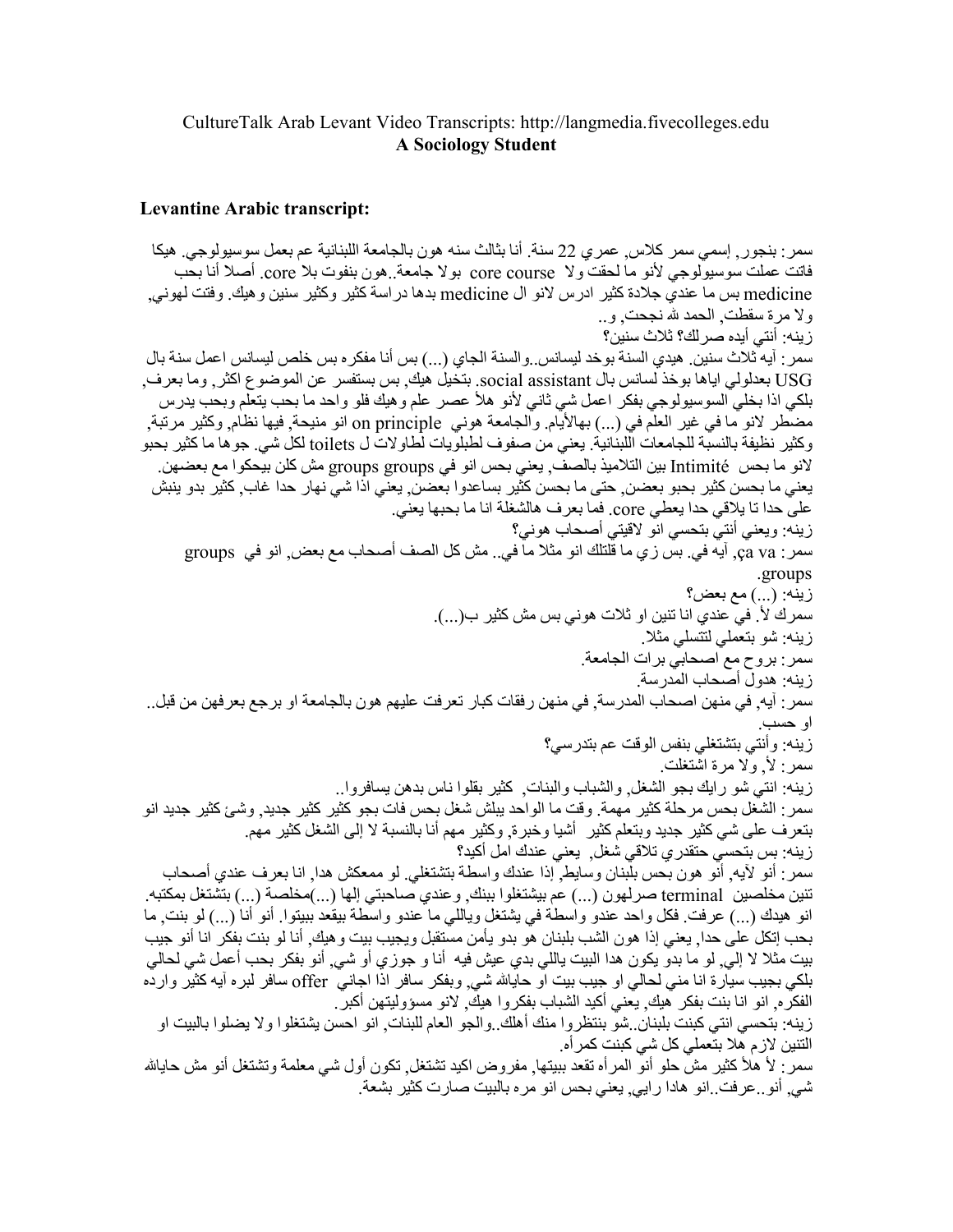CultureTalk Arab Levant Video Transcripts: http://langmedia.fivecolleges.edu

**A Sociology Student**

**Levantine Arabic transcript:**

سمر: بنجور, إسمي سمر كلاس, عمري 22 سنة. أنا بثالث سنه هون بالجامعة اللبنانية عم بعمل سوسيولوجي. هيكا فاتت عملت سوسيولوجي لأنو ما لحقت ولا core course بولا جامعة..هون بنفوت بلا core. أصلا أنا بحب medicine بس ما عندي جلادة كثير ادرس لانو ال medicine بدها دراسة كثير وكثير سنين وهيك. وفتت لهوني, ولا مرة سقطت, الحمد لله نجحت, و..

زينه: أنتي أيده صرلك؟ ثلاث سنين؟

سمر: آيه ثلاث سنين. هيدي السنة بوخد ليسانس..والسنة الجاي (...) بس أنا مفكره بس خلص ليسانس اعمل سنة بال USG بعدلولي اياها بوخذ لسانس بال social assistant. بتخيل هيك, بس بستفسر عن الموضوع اكثر, وما بعرف, بلكي اذا بخلي السوسيولوجي بفكر اعمل شي ثاني لأنو هلأ عصر علم وهيك فلو واحد ما بحب يتعلم وبحب يدرس مضطر لانو ما في غير العلم في (...) بهالأيام. والجامعة هوني on principle انو منيحة, فيها نظام, وكثير مرتبة, وكثير نظيفة بالنسبة للجامعات اللبنانية. يعني من صفوف لطبلويات لطاولات ل toilets لكل شي. جوها ما كثير بحبو لانو ما بحس Intimité بين التلاميذ بالصف, يعني بحس انو في groups groups مش كلن بيحكوا مع بعضهن. يعني ما بحسن كثير بحبو بعضن, حتى ما بحسن كثير بساعدوا بعضن, يعني اذا شي نهار حدا غاب, كثير بدو ينبش على حدا تا يلاقي حدا يعطي core. فما بعرف هالشغلة انا ما بحبها يعني.

زينه: ويعني أنتي بتحسي انو لاقيتي أصحاب هوني؟

سمر: ça va, آيه في. بس زي ما قلتلك انو مثلا ما في.. مش كل الصف أصحاب مع بعض, انو في groups groups.

زينه: (...) مع بعض؟

سمرك لأ. في عندي انا تنين او ثلاث هوني بس مش كثير ب(...).

زينه: شو بتعملي لتتسلي مثلا.

سمر: بروح مع اصحابي برات الجامعة.

زينه: هدول أصحاب المدرسة.

سمر: آيه, في منهن اصحاب المدرسة, في منهن رفقات كبار تعرفت عليهم هون بالجامعة او برجع بعرفهن من قبل.. او حسب.

زينه: وأنتي بتشتغلي بنفس الوقت عم بتدرسي؟

سمر: لأ, ولا مرة اشتغلت.

زينه: انتي شو رايك بجو الشغل, والشباب والبنات, كثير بقلوا ناس بدهن يسافروا..

سمر: الشغل بحس مرحلة كثير مهمة. وقت ما الواحد يبلش شغل بحس فات بجو كثير كثير جديد, وشئ كثير جديد انو بتعرف على شي كثير جديد وبتعلم كثير أشيا وخبرة, وكثير مهم أنا بالنسبة لا إلى الشغل كثير مهم.

زينه: بس بتحسي حتقدري تلاقي شغل, يعني عندك امل أكيد؟

سمر: أنو لأيه, أنو هون بحس بلبنان وسايط, إذا عندك واسطة بتشتغلي. لو ممعكش هدا, انا بعرف عندي أصحاب تنين مخلصين terminal صرلهون (...) عم بيشتغلوا ببنك, وعندي صاحبتي إلها (...)مخلصة (...) بتشتغل بمكتبه. انو هيدك (...) عرفت. فكل واحد عندو واسطة في يشتغل وياللي ما عندو واسطة بيقعد ببيتوا. أنو أنا (...) لو بنت, ما بحب إتكل على حدا, يعني إذا هون الشب بلبنان هو بدو يأمن مستقبل ويجيب بيت وهيك, أنا لو بنت بفكر انا أنو جيب بيت مثلا لا إلي, لو ما بدو يكون هدا البيت ياللي بدي عيش فيه أنا و جوزي أو شي, أنو بفكر بحب أعمل شي لحالي بلكي بجيب سيارة انا مني لحالي او جيب بيت او حايالله شي, وبفكر سافر اذا اجاني offer سافر لبره آيه كثير وارده الفكره, انو انا بنت بفكر هيك, يعني أكيد الشباب بفكروا هيك, لانو مسؤوليتهن أكبر.

زينه: بتحسي انتي كبنت بلبنان..شو بنتظروا منك أهلك..والجو العام للبنات, انو احسن يشتغلوا ولا يضلوا بالبيت او التنين لازم هلا بتعملي كل شي كبنت كمرأه.

سمر: لأ هلأ كثير مش حلو أنو المرأه تقعد ببيتها, مفروض اكيد تشتغل, تكون أول شي معلمة وتشتغل أنو مش حايالله شي, أنو..عرفت..انو هادا رايي, يعني بحس انو مره بالبيت صارت كثير بشعة.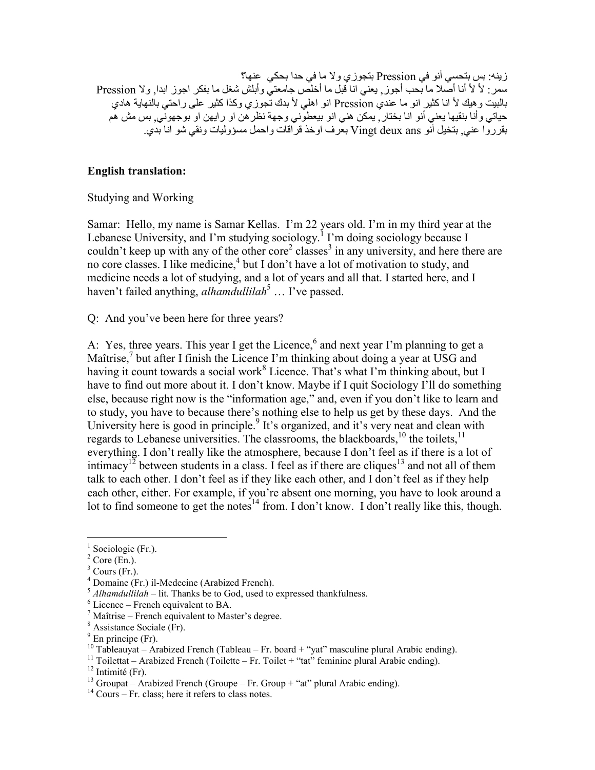زينه: بس بتحسي أنو في Pression بتجوزي ولا ما في حدا بحكي عنها؟
سمر: لأ لأ أنا أصلا ما بحب أجوز, يعني انا قبل ما أخلص جامعتي وأبلش شغل ما بفكر اجوز ابدا, ولا Pression بالبيت وهيك لأ انا كثير انو ما عندي Pression انو اهلي لأ بدك تجوزي وكذا كثير على راحتي بالنهاية هادي حياتي وأنا بنقيها يعني أنو انا بختار, يمكن هني انو بيعطوني وجهة نظرهن او رايهن او بوجهوني, بس مش هم بقرروا عني, بتخيل أنو Vingt deux ans بعرف اوخذ قراقات واحمل مسؤوليات ونقي شو انا بدي.

**English translation:**

Studying and Working

Samar: Hello, my name is Samar Kellas. I'm 22 years old. I'm in my third year at the Lebanese University, and I'm studying sociology.[1] I'm doing sociology because I couldn't keep up with any of the other core[2] classes[3] in any university, and here there are no core classes. I like medicine,[4] but I don't have a lot of motivation to study, and medicine needs a lot of studying, and a lot of years and all that. I started here, and I haven't failed anything, *alhamdullilah*[5] … I've passed.

Q: And you've been here for three years?

A: Yes, three years. This year I get the Licence,[6] and next year I'm planning to get a Maîtrise,[7] but after I finish the Licence I'm thinking about doing a year at USG and having it count towards a social work[8] Licence. That's what I'm thinking about, but I have to find out more about it. I don't know. Maybe if I quit Sociology I'll do something else, because right now is the "information age," and, even if you don't like to learn and to study, you have to because there's nothing else to help us get by these days. And the University here is good in principle.[9] It's organized, and it's very neat and clean with regards to Lebanese universities. The classrooms, the blackboards,[10] the toilets,[11] everything. I don't really like the atmosphere, because I don't feel as if there is a lot of intimacy[12] between students in a class. I feel as if there are cliques[13] and not all of them talk to each other. I don't feel as if they like each other, and I don't feel as if they help each other, either. For example, if you're absent one morning, you have to look around a lot to find someone to get the notes[14] from. I don't know. I don't really like this, though.

---

[1] Sociologie (Fr.).
[2] Core (En.).
[3] Cours (Fr.).
[4] Domaine (Fr.) il-Medecine (Arabized French).
[5] *Alhamdullilah* – lit. Thanks be to God, used to expressed thankfulness.
[6] Licence – French equivalent to BA.
[7] Maîtrise – French equivalent to Master's degree.
[8] Assistance Sociale (Fr).
[9] En principe (Fr).
[10] Tableauyat – Arabized French (Tableau – Fr. board + "yat" masculine plural Arabic ending).
[11] Toilettat – Arabized French (Toilette – Fr. Toilet + "tat" feminine plural Arabic ending).
[12] Intimité (Fr).
[13] Groupat – Arabized French (Groupe – Fr. Group + "at" plural Arabic ending).
[14] Cours – Fr. class; here it refers to class notes.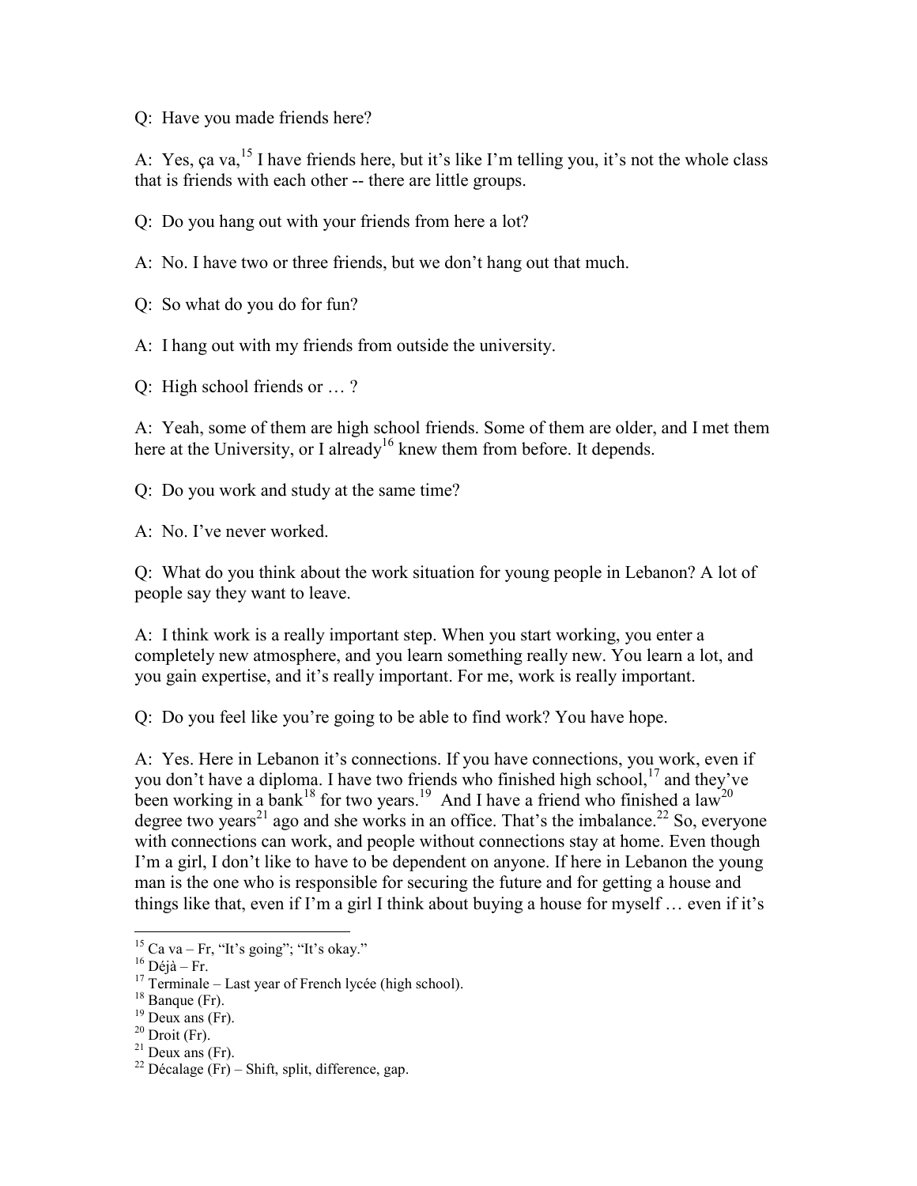Q: Have you made friends here?

A: Yes, ça va,[15] I have friends here, but it's like I'm telling you, it's not the whole class that is friends with each other -- there are little groups.

Q: Do you hang out with your friends from here a lot?

A: No. I have two or three friends, but we don't hang out that much.

Q: So what do you do for fun?

A: I hang out with my friends from outside the university.

Q: High school friends or … ?

A: Yeah, some of them are high school friends. Some of them are older, and I met them here at the University, or I already[16] knew them from before. It depends.

Q: Do you work and study at the same time?

A: No. I've never worked.

Q: What do you think about the work situation for young people in Lebanon? A lot of people say they want to leave.

A: I think work is a really important step. When you start working, you enter a completely new atmosphere, and you learn something really new. You learn a lot, and you gain expertise, and it's really important. For me, work is really important.

Q: Do you feel like you're going to be able to find work? You have hope.

A: Yes. Here in Lebanon it's connections. If you have connections, you work, even if you don't have a diploma. I have two friends who finished high school,[17] and they've been working in a bank[18] for two years.[19] And I have a friend who finished a law[20] degree two years[21] ago and she works in an office. That's the imbalance.[22] So, everyone with connections can work, and people without connections stay at home. Even though I'm a girl, I don't like to have to be dependent on anyone. If here in Lebanon the young man is the one who is responsible for securing the future and for getting a house and things like that, even if I'm a girl I think about buying a house for myself … even if it's

---

[15] Ca va – Fr, "It's going"; "It's okay."
[16] Déjà – Fr.
[17] Terminale – Last year of French lycée (high school).
[18] Banque (Fr).
[19] Deux ans (Fr).
[20] Droit (Fr).
[21] Deux ans (Fr).
[22] Décalage (Fr) – Shift, split, difference, gap.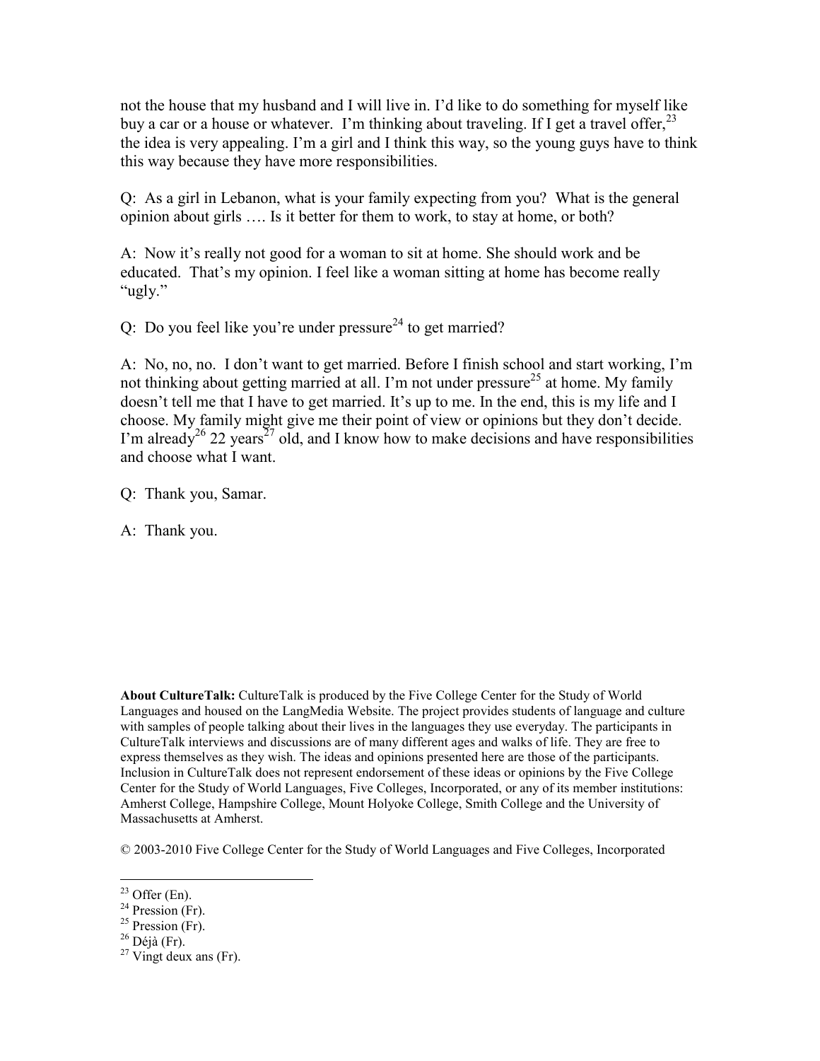not the house that my husband and I will live in. I'd like to do something for myself like buy a car or a house or whatever. I'm thinking about traveling. If I get a travel offer,[23] the idea is very appealing. I'm a girl and I think this way, so the young guys have to think this way because they have more responsibilities.

Q: As a girl in Lebanon, what is your family expecting from you? What is the general opinion about girls …. Is it better for them to work, to stay at home, or both?

A: Now it's really not good for a woman to sit at home. She should work and be educated. That's my opinion. I feel like a woman sitting at home has become really "ugly."

Q: Do you feel like you're under pressure[24] to get married?

A: No, no, no. I don't want to get married. Before I finish school and start working, I'm not thinking about getting married at all. I'm not under pressure[25] at home. My family doesn't tell me that I have to get married. It's up to me. In the end, this is my life and I choose. My family might give me their point of view or opinions but they don't decide. I'm already[26] 22 years[27] old, and I know how to make decisions and have responsibilities and choose what I want.

Q: Thank you, Samar.

A: Thank you.

**About CultureTalk:** CultureTalk is produced by the Five College Center for the Study of World Languages and housed on the LangMedia Website. The project provides students of language and culture with samples of people talking about their lives in the languages they use everyday. The participants in CultureTalk interviews and discussions are of many different ages and walks of life. They are free to express themselves as they wish. The ideas and opinions presented here are those of the participants. Inclusion in CultureTalk does not represent endorsement of these ideas or opinions by the Five College Center for the Study of World Languages, Five Colleges, Incorporated, or any of its member institutions: Amherst College, Hampshire College, Mount Holyoke College, Smith College and the University of Massachusetts at Amherst.

© 2003-2010 Five College Center for the Study of World Languages and Five Colleges, Incorporated

---

[23] Offer (En).
[24] Pression (Fr).
[25] Pression (Fr).
[26] Déjà (Fr).
[27] Vingt deux ans (Fr).